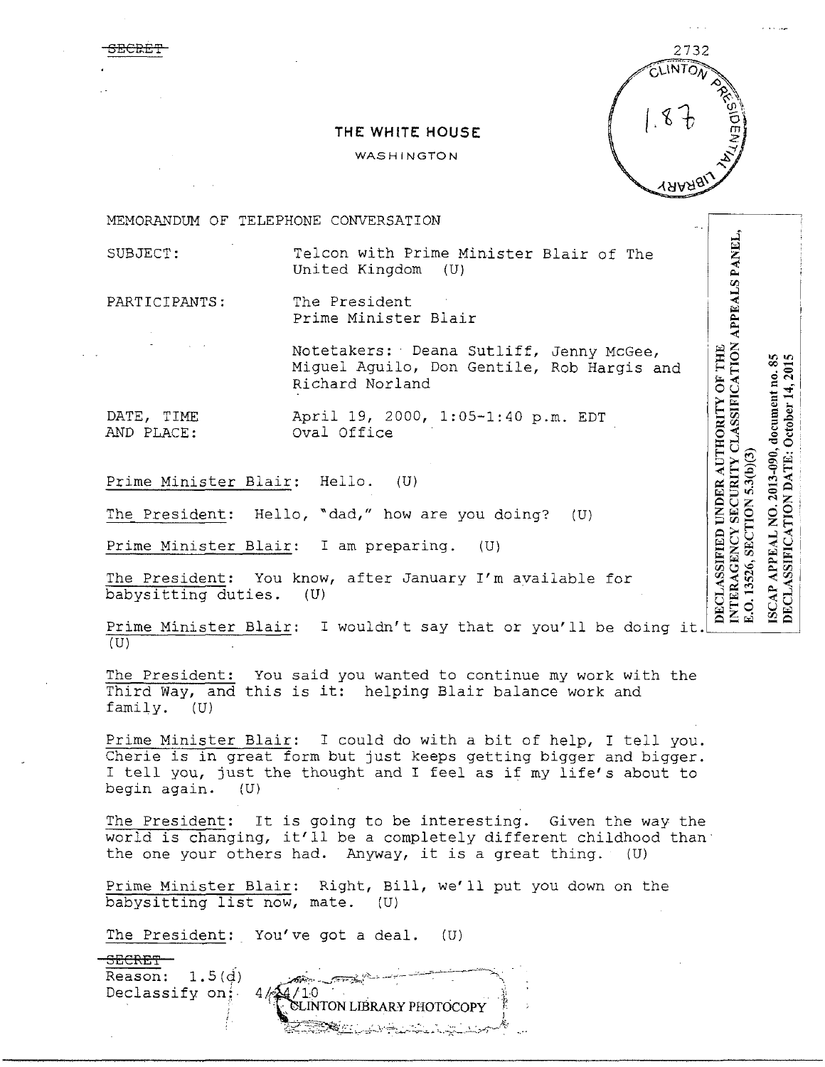~~SECRET~~

2732

CLINTON PRESIDENTIAL LIBRARY

1.87

# THE WHITE HOUSE

WASHINGTON

MEMORANDUM OF TELEPHONE CONVERSATION

SUBJECT: Telcon with Prime Minister Blair of The United Kingdom (U)

PARTICIPANTS: The President
Prime Minister Blair

Notetakers: Deana Sutliff, Jenny McGee, Miguel Aguilo, Don Gentile, Rob Hargis and Richard Norland

DATE, TIME AND PLACE: April 19, 2000, 1:05-1:40 p.m. EDT
Oval Office

DECLASSIFIED UNDER AUTHORITY OF THE INTERAGENCY SECURITY CLASSIFICATION APPEALS PANEL, E.O. 13526, SECTION 5.3(b)(3)

ISCAP APPEAL NO. 2013-090, document no. 85
DECLASSIFICATION DATE: October 14, 2015

Prime Minister Blair: Hello. (U)

The President: Hello, "dad," how are you doing? (U)

Prime Minister Blair: I am preparing. (U)

The President: You know, after January I'm available for babysitting duties. (U)

Prime Minister Blair: I wouldn't say that or you'll be doing it. (U)

The President: You said you wanted to continue my work with the Third Way, and this is it: helping Blair balance work and family. (U)

Prime Minister Blair: I could do with a bit of help, I tell you. Cherie is in great form but just keeps getting bigger and bigger. I tell you, just the thought and I feel as if my life's about to begin again. (U)

The President: It is going to be interesting. Given the way the world is changing, it'll be a completely different childhood than the one your others had. Anyway, it is a great thing. (U)

Prime Minister Blair: Right, Bill, we'll put you down on the babysitting list now, mate. (U)

The President: You've got a deal. (U)

~~SECRET~~
Reason: 1.5(d)
Declassify on: 4/24/10

CLINTON LIBRARY PHOTOCOPY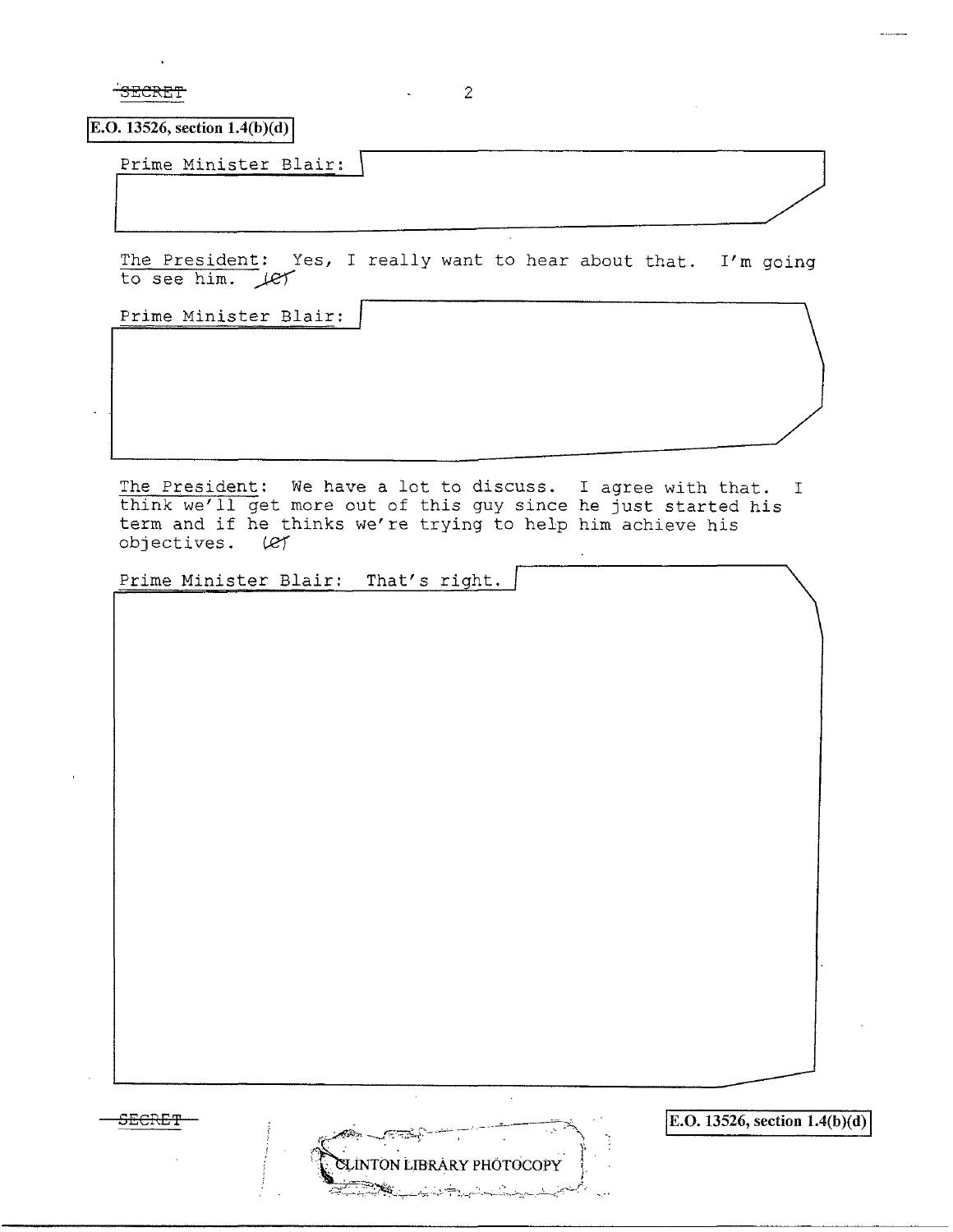SECRET

E.O. 13526, section 1.4(b)(d)

Prime Minister Blair:

The President: Yes, I really want to hear about that. I'm going to see him. (C)

Prime Minister Blair:

The President: We have a lot to discuss. I agree with that. I think we'll get more out of this guy since he just started his term and if he thinks we're trying to help him achieve his objectives. (C)

Prime Minister Blair: That's right.

SECRET

E.O. 13526, section 1.4(b)(d)

CLINTON LIBRARY PHOTOCOPY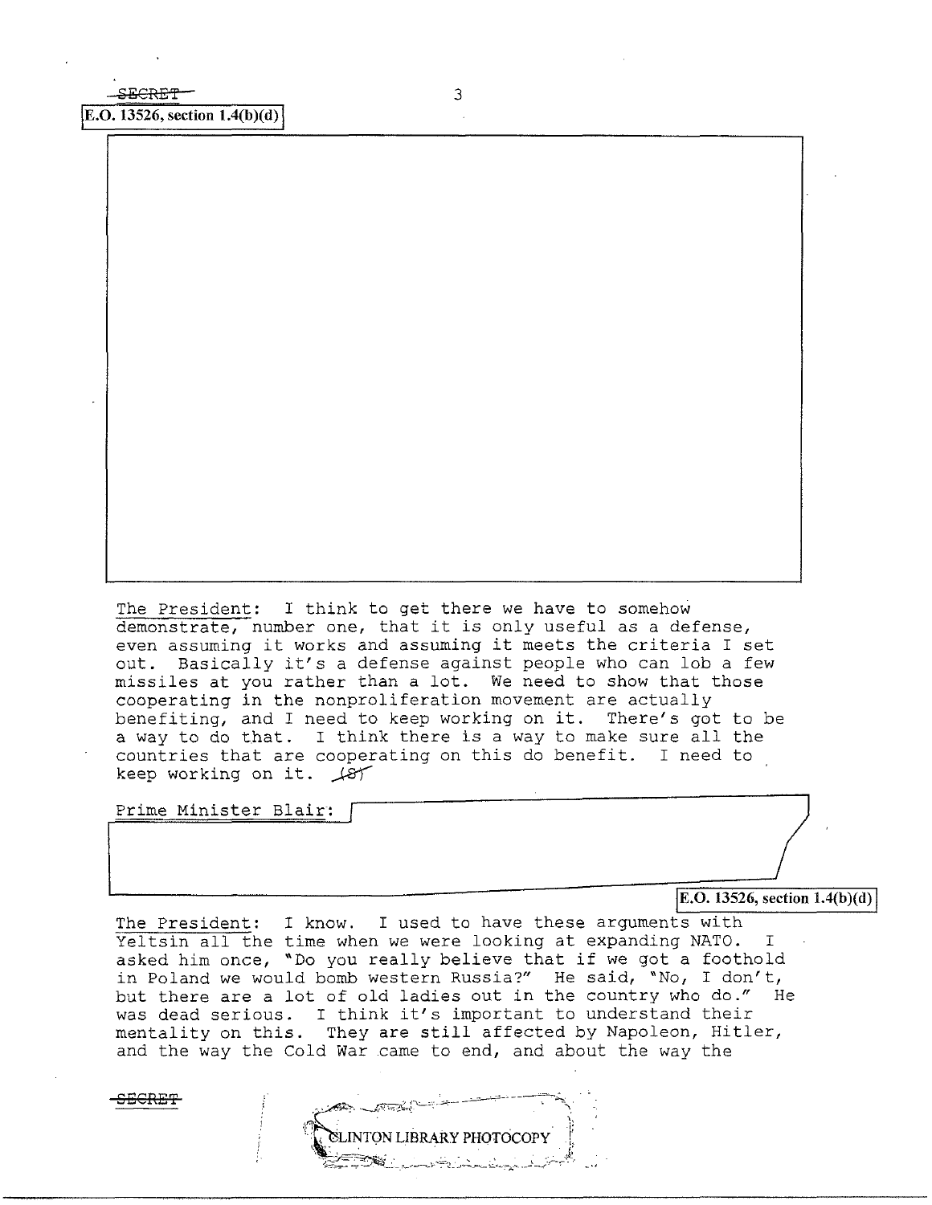SECRET

E.O. 13526, section 1.4(b)(d)

The President: I think to get there we have to somehow demonstrate, number one, that it is only useful as a defense, even assuming it works and assuming it meets the criteria I set out. Basically it's a defense against people who can lob a few missiles at you rather than a lot. We need to show that those cooperating in the nonproliferation movement are actually benefiting, and I need to keep working on it. There's got to be a way to do that. I think there is a way to make sure all the countries that are cooperating on this do benefit. I need to keep working on it. (S)

Prime Minister Blair:

E.O. 13526, section 1.4(b)(d)

The President: I know. I used to have these arguments with Yeltsin all the time when we were looking at expanding NATO. I asked him once, "Do you really believe that if we got a foothold in Poland we would bomb western Russia?" He said, "No, I don't, but there are a lot of old ladies out in the country who do." He was dead serious. I think it's important to understand their mentality on this. They are still affected by Napoleon, Hitler, and the way the Cold War came to end, and about the way the

SECRET

CLINTON LIBRARY PHOTOCOPY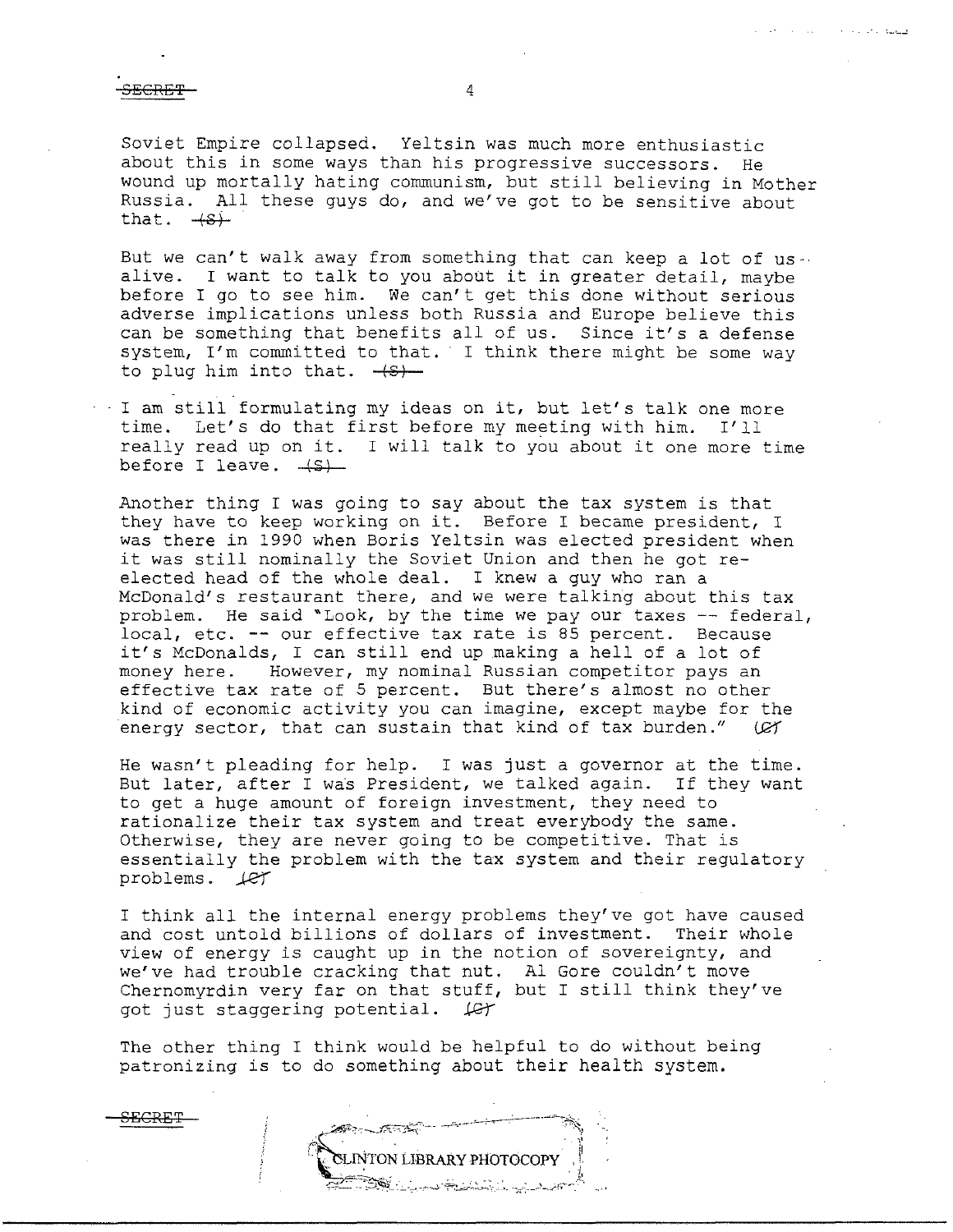Soviet Empire collapsed. Yeltsin was much more enthusiastic about this in some ways than his progressive successors. He wound up mortally hating communism, but still believing in Mother Russia. All these guys do, and we've got to be sensitive about that. (S)

But we can't walk away from something that can keep a lot of us alive. I want to talk to you about it in greater detail, maybe before I go to see him. We can't get this done without serious adverse implications unless both Russia and Europe believe this can be something that benefits all of us. Since it's a defense system, I'm committed to that. I think there might be some way to plug him into that. (S)

I am still formulating my ideas on it, but let's talk one more time. Let's do that first before my meeting with him. I'll really read up on it. I will talk to you about it one more time before I leave. (S)

Another thing I was going to say about the tax system is that they have to keep working on it. Before I became president, I was there in 1990 when Boris Yeltsin was elected president when it was still nominally the Soviet Union and then he got re-elected head of the whole deal. I knew a guy who ran a McDonald's restaurant there, and we were talking about this tax problem. He said "Look, by the time we pay our taxes -- federal, local, etc. -- our effective tax rate is 85 percent. Because it's McDonalds, I can still end up making a hell of a lot of money here. However, my nominal Russian competitor pays an effective tax rate of 5 percent. But there's almost no other kind of economic activity you can imagine, except maybe for the energy sector, that can sustain that kind of tax burden." (C)

He wasn't pleading for help. I was just a governor at the time. But later, after I was President, we talked again. If they want to get a huge amount of foreign investment, they need to rationalize their tax system and treat everybody the same. Otherwise, they are never going to be competitive. That is essentially the problem with the tax system and their regulatory problems. (C)

I think all the internal energy problems they've got have caused and cost untold billions of dollars of investment. Their whole view of energy is caught up in the notion of sovereignty, and we've had trouble cracking that nut. Al Gore couldn't move Chernomyrdin very far on that stuff, but I still think they've got just staggering potential. (C)

The other thing I think would be helpful to do without being patronizing is to do something about their health system.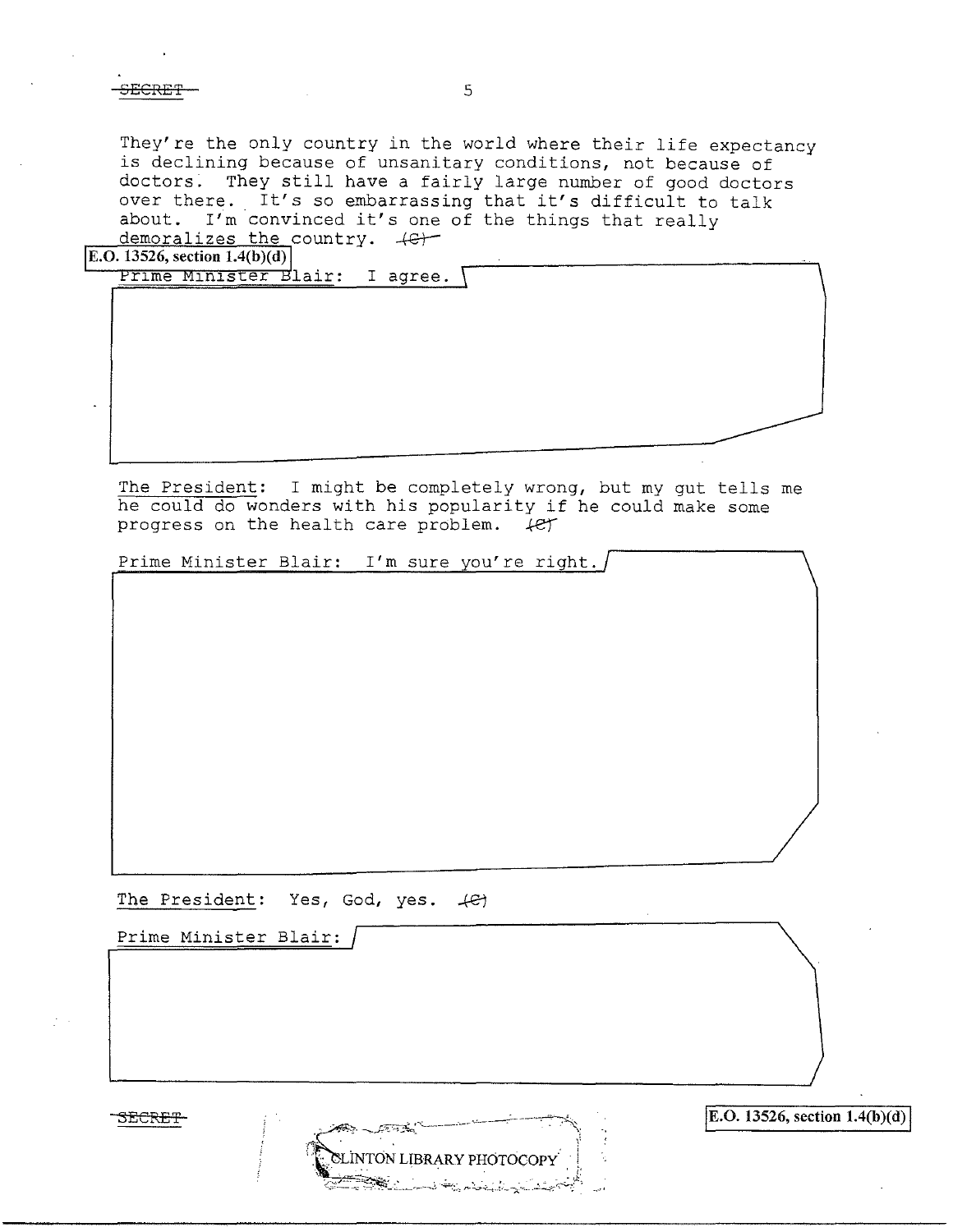They're the only country in the world where their life expectancy is declining because of unsanitary conditions, not because of doctors. They still have a fairly large number of good doctors over there. It's so embarrassing that it's difficult to talk about. I'm convinced it's one of the things that really demoralizes the country. (C)

E.O. 13526, section 1.4(b)(d)

Prime Minister Blair: I agree.

The President: I might be completely wrong, but my gut tells me he could do wonders with his popularity if he could make some progress on the health care problem. (C)

Prime Minister Blair: I'm sure you're right.

The President: Yes, God, yes. (C)

Prime Minister Blair:

E.O. 13526, section 1.4(b)(d)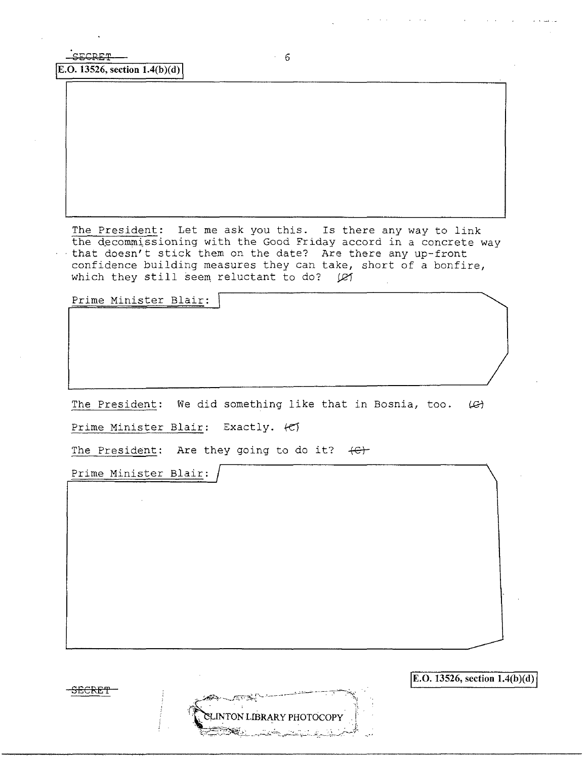SECRET

E.O. 13526, section 1.4(b)(d)

The President: Let me ask you this. Is there any way to link the decommissioning with the Good Friday accord in a concrete way that doesn't stick them on the date? Are there any up-front confidence building measures they can take, short of a bonfire, which they still seem reluctant to do? (C)

Prime Minister Blair:

The President: We did something like that in Bosnia, too. (C)

Prime Minister Blair: Exactly. (C)

The President: Are they going to do it? (C)

Prime Minister Blair:

SECRET

E.O. 13526, section 1.4(b)(d)

CLINTON LIBRARY PHOTOCOPY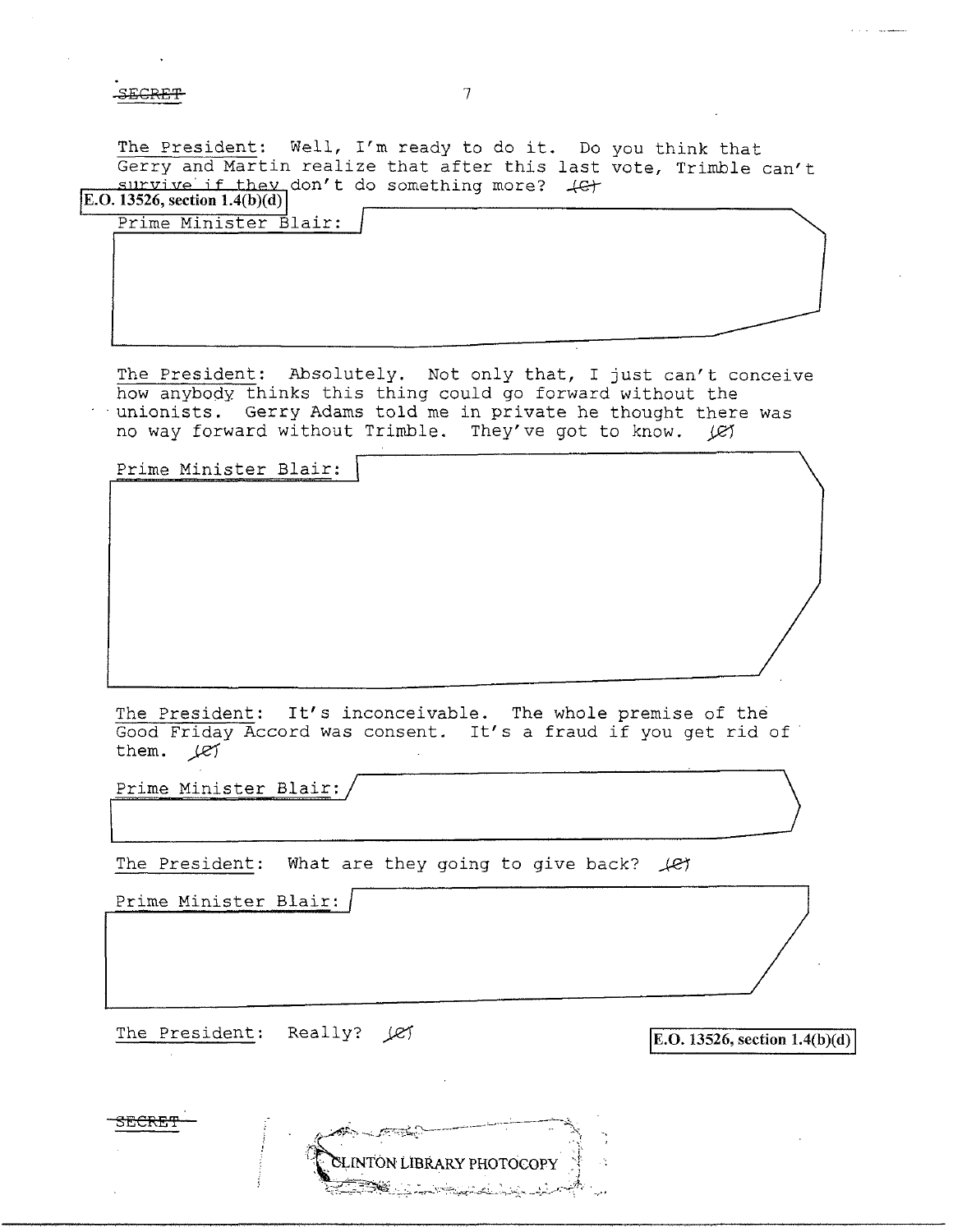The President: Well, I'm ready to do it. Do you think that Gerry and Martin realize that after this last vote, Trimble can't survive if they don't do something more? (C)

E.O. 13526, section 1.4(b)(d)

Prime Minister Blair:

The President: Absolutely. Not only that, I just can't conceive how anybody thinks this thing could go forward without the unionists. Gerry Adams told me in private he thought there was no way forward without Trimble. They've got to know. (C)

Prime Minister Blair:

The President: It's inconceivable. The whole premise of the Good Friday Accord was consent. It's a fraud if you get rid of them. (C)

Prime Minister Blair:

The President: What are they going to give back? (C)

Prime Minister Blair:

The President: Really? (C)

E.O. 13526, section 1.4(b)(d)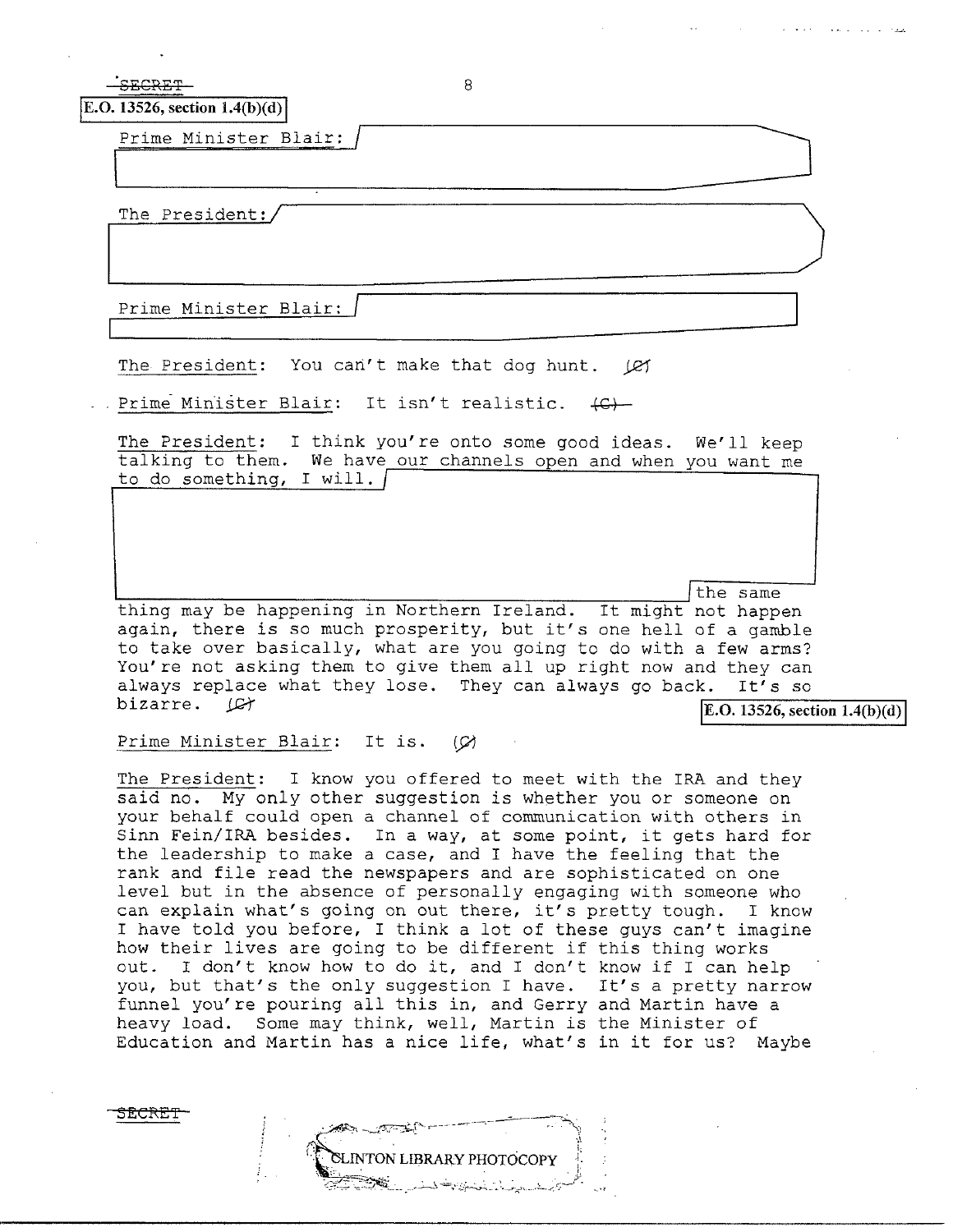SECRET

E.O. 13526, section 1.4(b)(d)

Prime Minister Blair:

The President:

Prime Minister Blair:

The President: You can't make that dog hunt. (C)

Prime Minister Blair: It isn't realistic. (C)

The President: I think you're onto some good ideas. We'll keep talking to them. We have our channels open and when you want me to do something, I will. the same thing may be happening in Northern Ireland. It might not happen again, there is so much prosperity, but it's one hell of a gamble to take over basically, what are you going to do with a few arms? You're not asking them to give them all up right now and they can always replace what they lose. They can always go back. It's so bizarre. (C)

E.O. 13526, section 1.4(b)(d)

Prime Minister Blair: It is. (C)

The President: I know you offered to meet with the IRA and they said no. My only other suggestion is whether you or someone on your behalf could open a channel of communication with others in Sinn Fein/IRA besides. In a way, at some point, it gets hard for the leadership to make a case, and I have the feeling that the rank and file read the newspapers and are sophisticated on one level but in the absence of personally engaging with someone who can explain what's going on out there, it's pretty tough. I know I have told you before, I think a lot of these guys can't imagine how their lives are going to be different if this thing works out. I don't know how to do it, and I don't know if I can help you, but that's the only suggestion I have. It's a pretty narrow funnel you're pouring all this in, and Gerry and Martin have a heavy load. Some may think, well, Martin is the Minister of Education and Martin has a nice life, what's in it for us? Maybe

SECRET

CLINTON LIBRARY PHOTOCOPY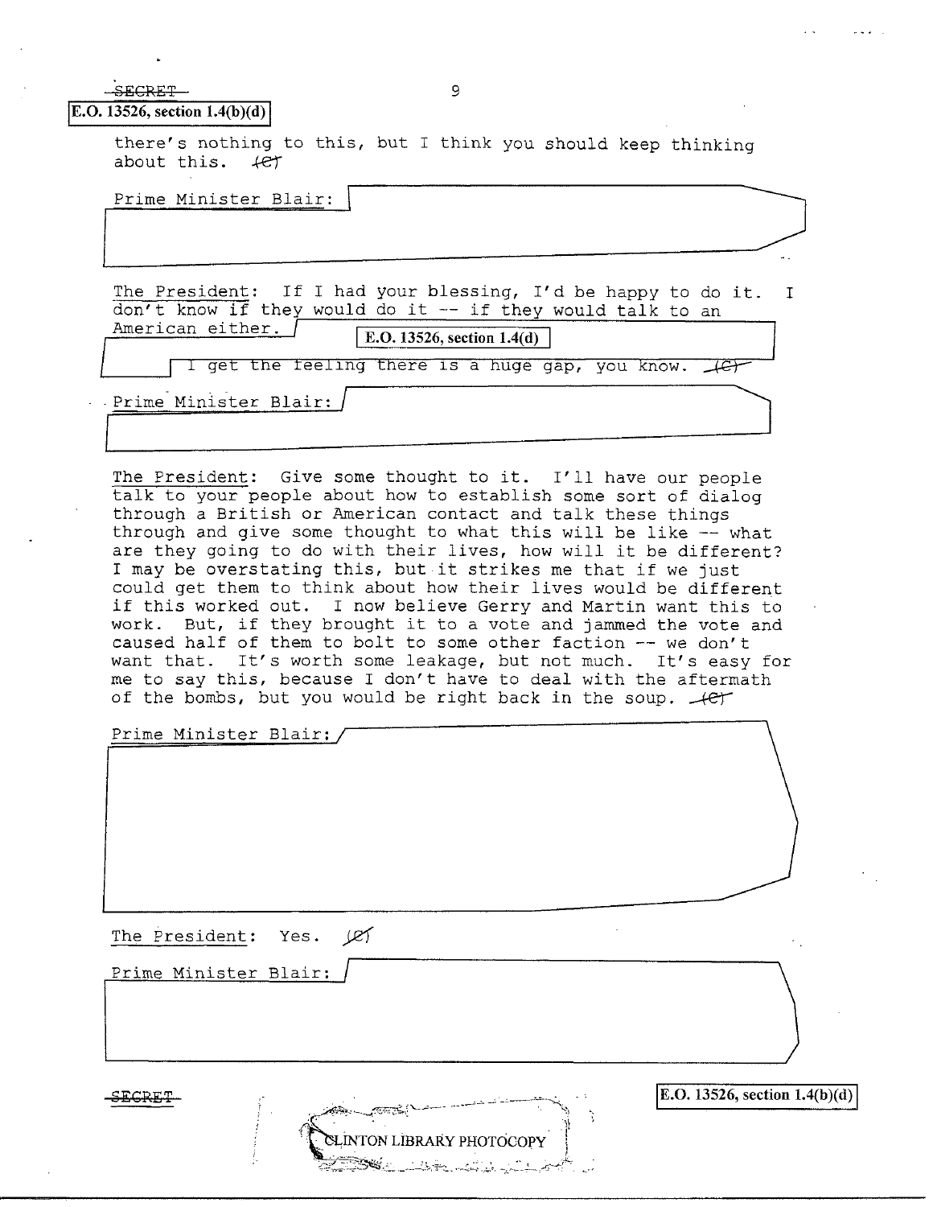SECRET

E.O. 13526, section 1.4(b)(d)

there's nothing to this, but I think you should keep thinking about this. (C)

Prime Minister Blair:

The President: If I had your blessing, I'd be happy to do it. I don't know if they would do it -- if they would talk to an American either. E.O. 13526, section 1.4(d) I get the feeling there is a huge gap, you know. (C)

Prime Minister Blair:

The President: Give some thought to it. I'll have our people talk to your people about how to establish some sort of dialog through a British or American contact and talk these things through and give some thought to what this will be like -- what are they going to do with their lives, how will it be different? I may be overstating this, but it strikes me that if we just could get them to think about how their lives would be different if this worked out. I now believe Gerry and Martin want this to work. But, if they brought it to a vote and jammed the vote and caused half of them to bolt to some other faction -- we don't want that. It's worth some leakage, but not much. It's easy for me to say this, because I don't have to deal with the aftermath of the bombs, but you would be right back in the soup. (C)

Prime Minister Blair:

The President: Yes. (C)

Prime Minister Blair:

SECRET

E.O. 13526, section 1.4(b)(d)

CLINTON LIBRARY PHOTOCOPY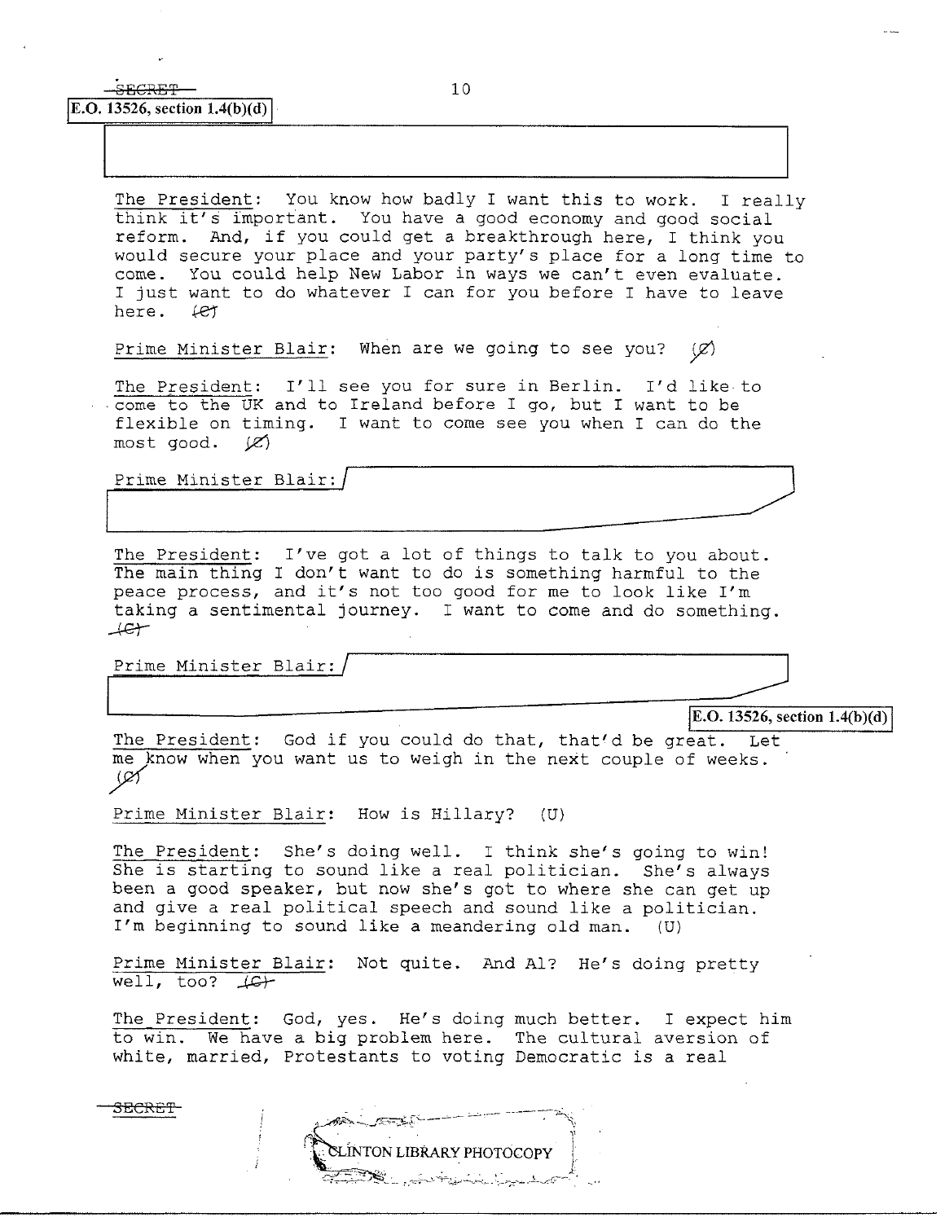SECRET

E.O. 13526, section 1.4(b)(d)

The President: You know how badly I want this to work. I really think it's important. You have a good economy and good social reform. And, if you could get a breakthrough here, I think you would secure your place and your party's place for a long time to come. You could help New Labor in ways we can't even evaluate. I just want to do whatever I can for you before I have to leave here. (C)

Prime Minister Blair: When are we going to see you? (C)

The President: I'll see you for sure in Berlin. I'd like to come to the UK and to Ireland before I go, but I want to be flexible on timing. I want to come see you when I can do the most good. (C)

Prime Minister Blair:

The President: I've got a lot of things to talk to you about. The main thing I don't want to do is something harmful to the peace process, and it's not too good for me to look like I'm taking a sentimental journey. I want to come and do something. (C)

Prime Minister Blair:

E.O. 13526, section 1.4(b)(d)

The President: God if you could do that, that'd be great. Let me know when you want us to weigh in the next couple of weeks. (C)

Prime Minister Blair: How is Hillary? (U)

The President: She's doing well. I think she's going to win! She is starting to sound like a real politician. She's always been a good speaker, but now she's got to where she can get up and give a real political speech and sound like a politician. I'm beginning to sound like a meandering old man. (U)

Prime Minister Blair: Not quite. And Al? He's doing pretty well, too? (C)

The President: God, yes. He's doing much better. I expect him to win. We have a big problem here. The cultural aversion of white, married, Protestants to voting Democratic is a real

SECRET

CLINTON LIBRARY PHOTOCOPY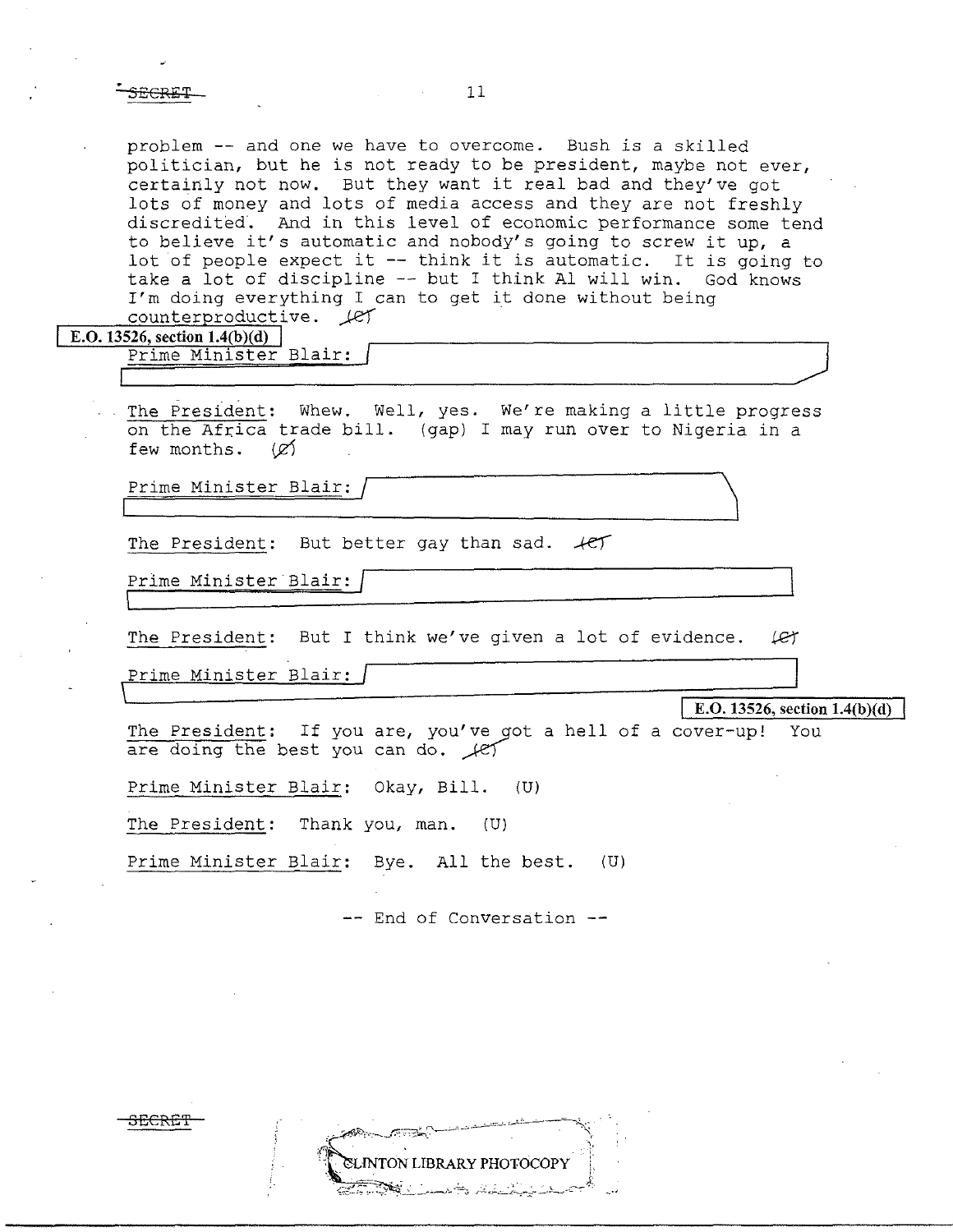problem -- and one we have to overcome. Bush is a skilled politician, but he is not ready to be president, maybe not ever, certainly not now. But they want it real bad and they've got lots of money and lots of media access and they are not freshly discredited. And in this level of economic performance some tend to believe it's automatic and nobody's going to screw it up, a lot of people expect it -- think it is automatic. It is going to take a lot of discipline -- but I think Al will win. God knows I'm doing everything I can to get it done without being counterproductive. (C)

E.O. 13526, section 1.4(b)(d)

Prime Minister Blair:

The President: Whew. Well, yes. We're making a little progress on the Africa trade bill. (gap) I may run over to Nigeria in a few months. (Ø)

Prime Minister Blair:

The President: But better gay than sad. (C)

Prime Minister Blair:

The President: But I think we've given a lot of evidence. (C)

Prime Minister Blair:

E.O. 13526, section 1.4(b)(d)

The President: If you are, you've got a hell of a cover-up! You are doing the best you can do. (C)

Prime Minister Blair: Okay, Bill. (U)

The President: Thank you, man. (U)

Prime Minister Blair: Bye. All the best. (U)

-- End of Conversation --

SECRET

CLINTON LIBRARY PHOTOCOPY